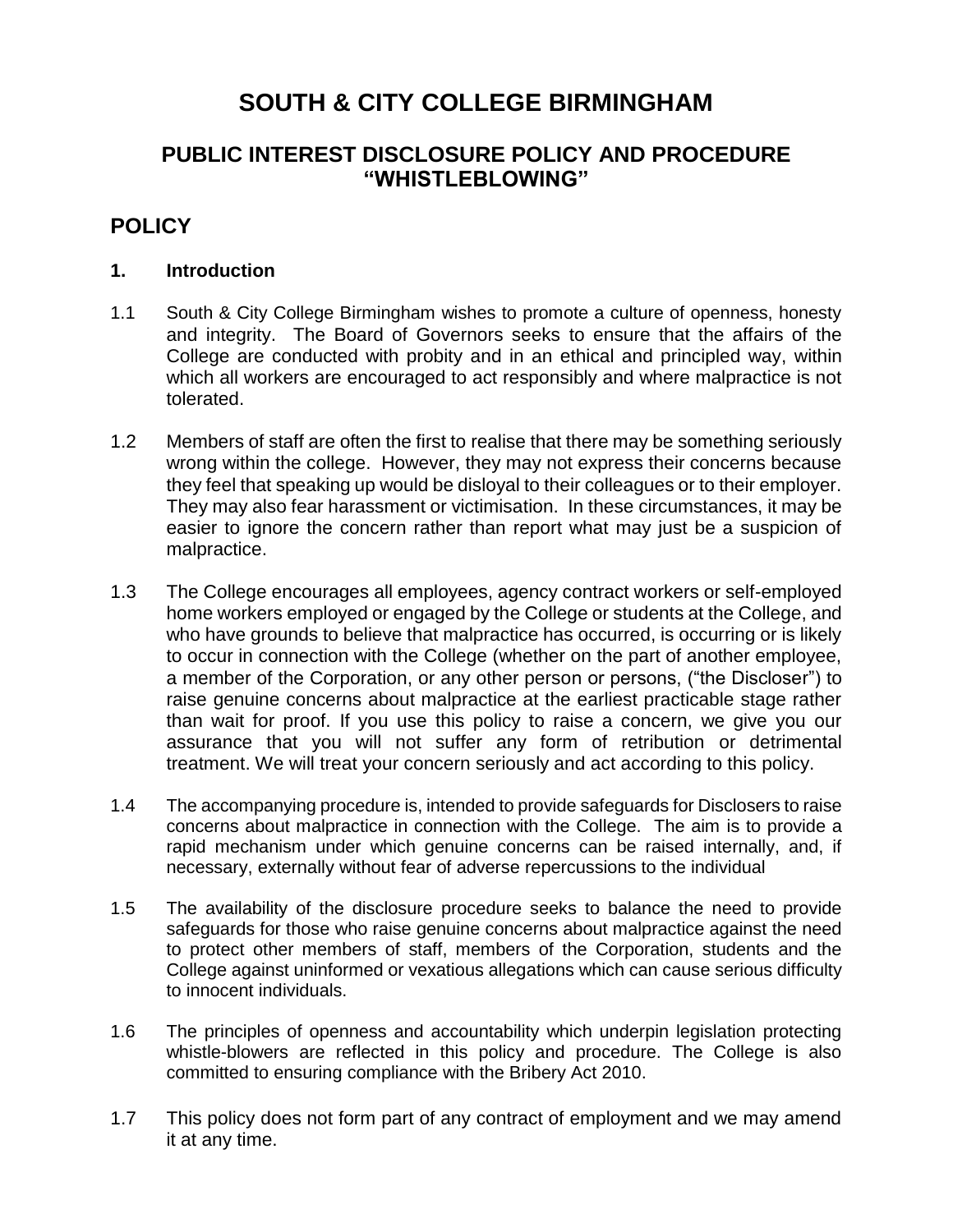# SOUTH & CITY COLLEGE BIRMINGHAM

## PUBLIC INTEREST DISCLOSURE POLICY AND PROCEDURE "WHISTLEBLOWING"

## POLICY

### 1. Introduction

1.1 South & City College Birmingham wishes to promote a culture of openness, honesty and integrity. The Board of Governors seeks to ensure that the affairs of the College are conducted with probity and in an ethical and principled way, within which all workers are encouraged to act responsibly and where malpractice is not tolerated.

1.2 Members of staff are often the first to realise that there may be something seriously wrong within the college. However, they may not express their concerns because they feel that speaking up would be disloyal to their colleagues or to their employer. They may also fear harassment or victimisation. In these circumstances, it may be easier to ignore the concern rather than report what may just be a suspicion of malpractice.

1.3 The College encourages all employees, agency contract workers or self-employed home workers employed or engaged by the College or students at the College, and who have grounds to believe that malpractice has occurred, is occurring or is likely to occur in connection with the College (whether on the part of another employee, a member of the Corporation, or any other person or persons, ("the Discloser") to raise genuine concerns about malpractice at the earliest practicable stage rather than wait for proof. If you use this policy to raise a concern, we give you our assurance that you will not suffer any form of retribution or detrimental treatment. We will treat your concern seriously and act according to this policy.

1.4 The accompanying procedure is, intended to provide safeguards for Disclosers to raise concerns about malpractice in connection with the College. The aim is to provide a rapid mechanism under which genuine concerns can be raised internally, and, if necessary, externally without fear of adverse repercussions to the individual

1.5 The availability of the disclosure procedure seeks to balance the need to provide safeguards for those who raise genuine concerns about malpractice against the need to protect other members of staff, members of the Corporation, students and the College against uninformed or vexatious allegations which can cause serious difficulty to innocent individuals.

1.6 The principles of openness and accountability which underpin legislation protecting whistle-blowers are reflected in this policy and procedure. The College is also committed to ensuring compliance with the Bribery Act 2010.

1.7 This policy does not form part of any contract of employment and we may amend it at any time.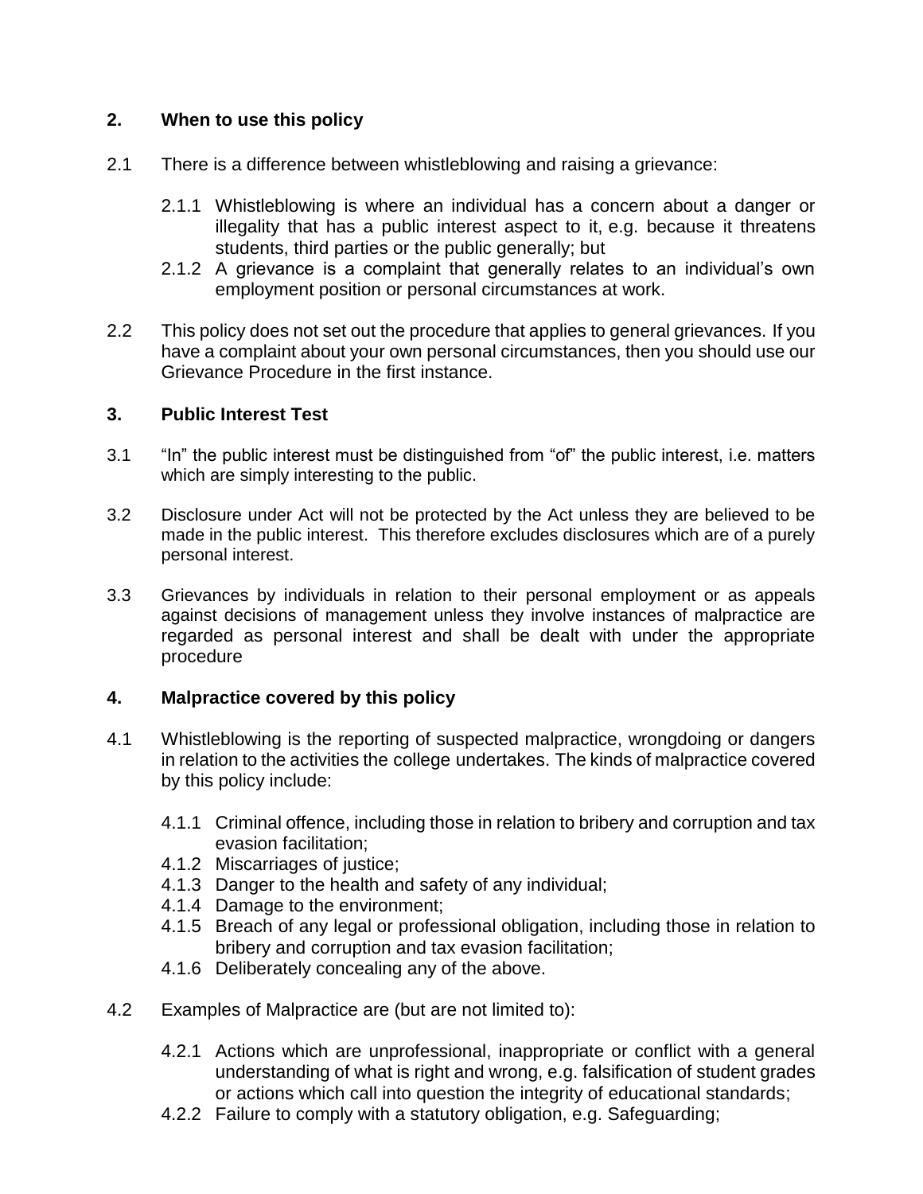## 2. When to use this policy

2.1 There is a difference between whistleblowing and raising a grievance:

- 2.1.1 Whistleblowing is where an individual has a concern about a danger or illegality that has a public interest aspect to it, e.g. because it threatens students, third parties or the public generally; but
- 2.1.2 A grievance is a complaint that generally relates to an individual's own employment position or personal circumstances at work.

2.2 This policy does not set out the procedure that applies to general grievances. If you have a complaint about your own personal circumstances, then you should use our Grievance Procedure in the first instance.

## 3. Public Interest Test

3.1 "In" the public interest must be distinguished from "of" the public interest, i.e. matters which are simply interesting to the public.

3.2 Disclosure under Act will not be protected by the Act unless they are believed to be made in the public interest. This therefore excludes disclosures which are of a purely personal interest.

3.3 Grievances by individuals in relation to their personal employment or as appeals against decisions of management unless they involve instances of malpractice are regarded as personal interest and shall be dealt with under the appropriate procedure

## 4. Malpractice covered by this policy

4.1 Whistleblowing is the reporting of suspected malpractice, wrongdoing or dangers in relation to the activities the college undertakes. The kinds of malpractice covered by this policy include:

- 4.1.1 Criminal offence, including those in relation to bribery and corruption and tax evasion facilitation;
- 4.1.2 Miscarriages of justice;
- 4.1.3 Danger to the health and safety of any individual;
- 4.1.4 Damage to the environment;
- 4.1.5 Breach of any legal or professional obligation, including those in relation to bribery and corruption and tax evasion facilitation;
- 4.1.6 Deliberately concealing any of the above.

4.2 Examples of Malpractice are (but are not limited to):

- 4.2.1 Actions which are unprofessional, inappropriate or conflict with a general understanding of what is right and wrong, e.g. falsification of student grades or actions which call into question the integrity of educational standards;
- 4.2.2 Failure to comply with a statutory obligation, e.g. Safeguarding;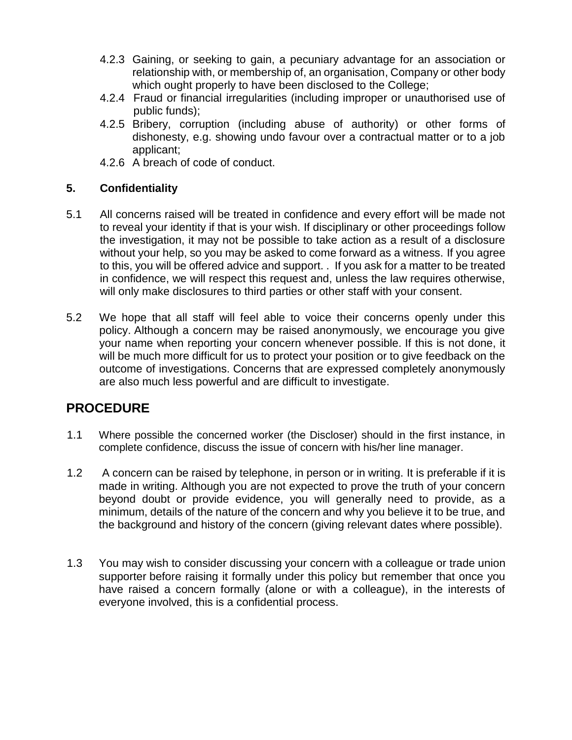4.2.3 Gaining, or seeking to gain, a pecuniary advantage for an association or relationship with, or membership of, an organisation, Company or other body which ought properly to have been disclosed to the College;

4.2.4 Fraud or financial irregularities (including improper or unauthorised use of public funds);

4.2.5 Bribery, corruption (including abuse of authority) or other forms of dishonesty, e.g. showing undo favour over a contractual matter or to a job applicant;

4.2.6 A breach of code of conduct.

## 5. Confidentiality

5.1 All concerns raised will be treated in confidence and every effort will be made not to reveal your identity if that is your wish. If disciplinary or other proceedings follow the investigation, it may not be possible to take action as a result of a disclosure without your help, so you may be asked to come forward as a witness. If you agree to this, you will be offered advice and support. . If you ask for a matter to be treated in confidence, we will respect this request and, unless the law requires otherwise, will only make disclosures to third parties or other staff with your consent.

5.2 We hope that all staff will feel able to voice their concerns openly under this policy. Although a concern may be raised anonymously, we encourage you give your name when reporting your concern whenever possible. If this is not done, it will be much more difficult for us to protect your position or to give feedback on the outcome of investigations. Concerns that are expressed completely anonymously are also much less powerful and are difficult to investigate.

# PROCEDURE

1.1 Where possible the concerned worker (the Discloser) should in the first instance, in complete confidence, discuss the issue of concern with his/her line manager.

1.2 A concern can be raised by telephone, in person or in writing. It is preferable if it is made in writing. Although you are not expected to prove the truth of your concern beyond doubt or provide evidence, you will generally need to provide, as a minimum, details of the nature of the concern and why you believe it to be true, and the background and history of the concern (giving relevant dates where possible).

1.3 You may wish to consider discussing your concern with a colleague or trade union supporter before raising it formally under this policy but remember that once you have raised a concern formally (alone or with a colleague), in the interests of everyone involved, this is a confidential process.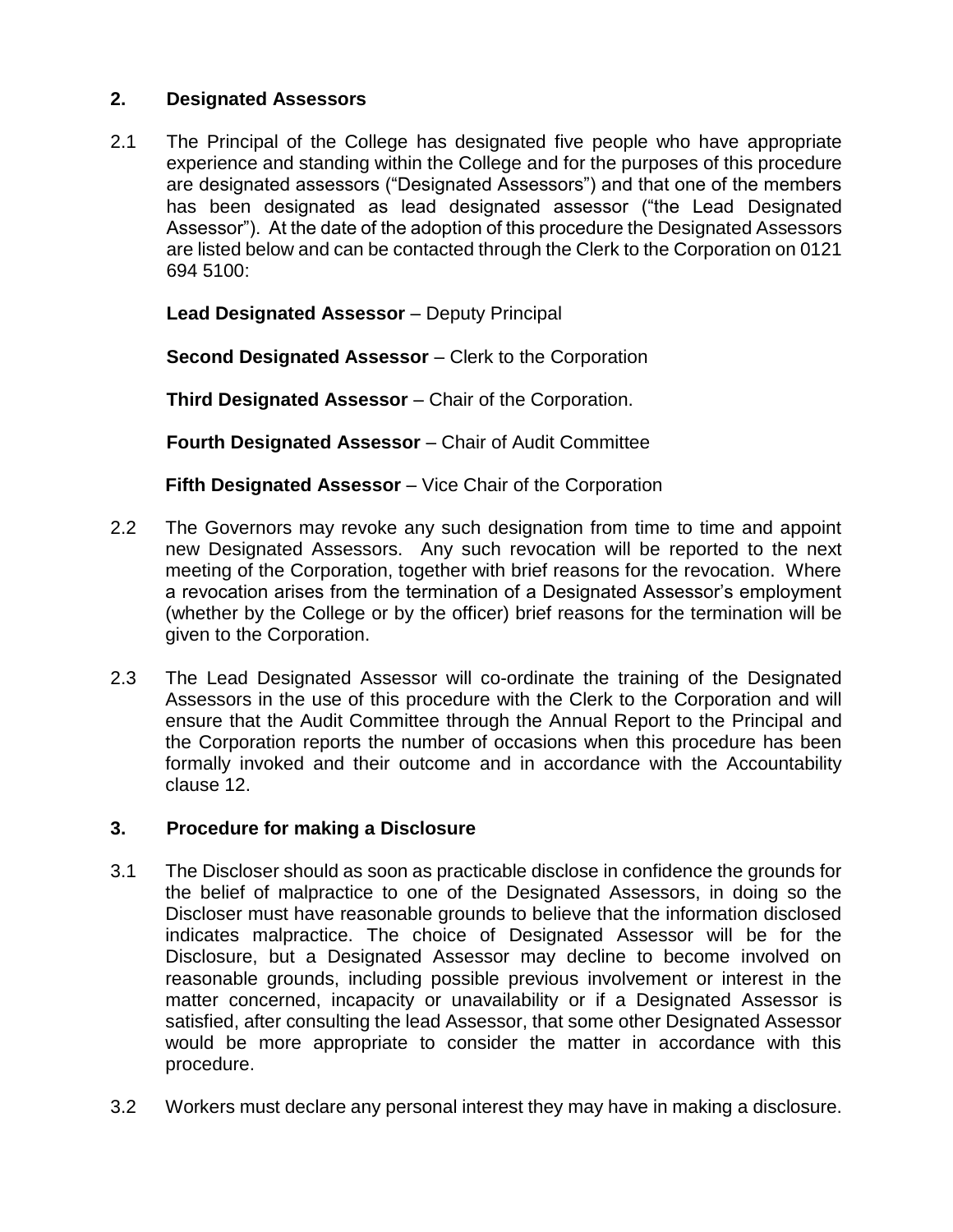## 2. Designated Assessors

2.1 The Principal of the College has designated five people who have appropriate experience and standing within the College and for the purposes of this procedure are designated assessors ("Designated Assessors") and that one of the members has been designated as lead designated assessor ("the Lead Designated Assessor"). At the date of the adoption of this procedure the Designated Assessors are listed below and can be contacted through the Clerk to the Corporation on 0121 694 5100:

**Lead Designated Assessor** – Deputy Principal

**Second Designated Assessor** – Clerk to the Corporation

**Third Designated Assessor** – Chair of the Corporation.

**Fourth Designated Assessor** – Chair of Audit Committee

**Fifth Designated Assessor** – Vice Chair of the Corporation

2.2 The Governors may revoke any such designation from time to time and appoint new Designated Assessors. Any such revocation will be reported to the next meeting of the Corporation, together with brief reasons for the revocation. Where a revocation arises from the termination of a Designated Assessor's employment (whether by the College or by the officer) brief reasons for the termination will be given to the Corporation.

2.3 The Lead Designated Assessor will co-ordinate the training of the Designated Assessors in the use of this procedure with the Clerk to the Corporation and will ensure that the Audit Committee through the Annual Report to the Principal and the Corporation reports the number of occasions when this procedure has been formally invoked and their outcome and in accordance with the Accountability clause 12.

## 3. Procedure for making a Disclosure

3.1 The Discloser should as soon as practicable disclose in confidence the grounds for the belief of malpractice to one of the Designated Assessors, in doing so the Discloser must have reasonable grounds to believe that the information disclosed indicates malpractice. The choice of Designated Assessor will be for the Disclosure, but a Designated Assessor may decline to become involved on reasonable grounds, including possible previous involvement or interest in the matter concerned, incapacity or unavailability or if a Designated Assessor is satisfied, after consulting the lead Assessor, that some other Designated Assessor would be more appropriate to consider the matter in accordance with this procedure.

3.2 Workers must declare any personal interest they may have in making a disclosure.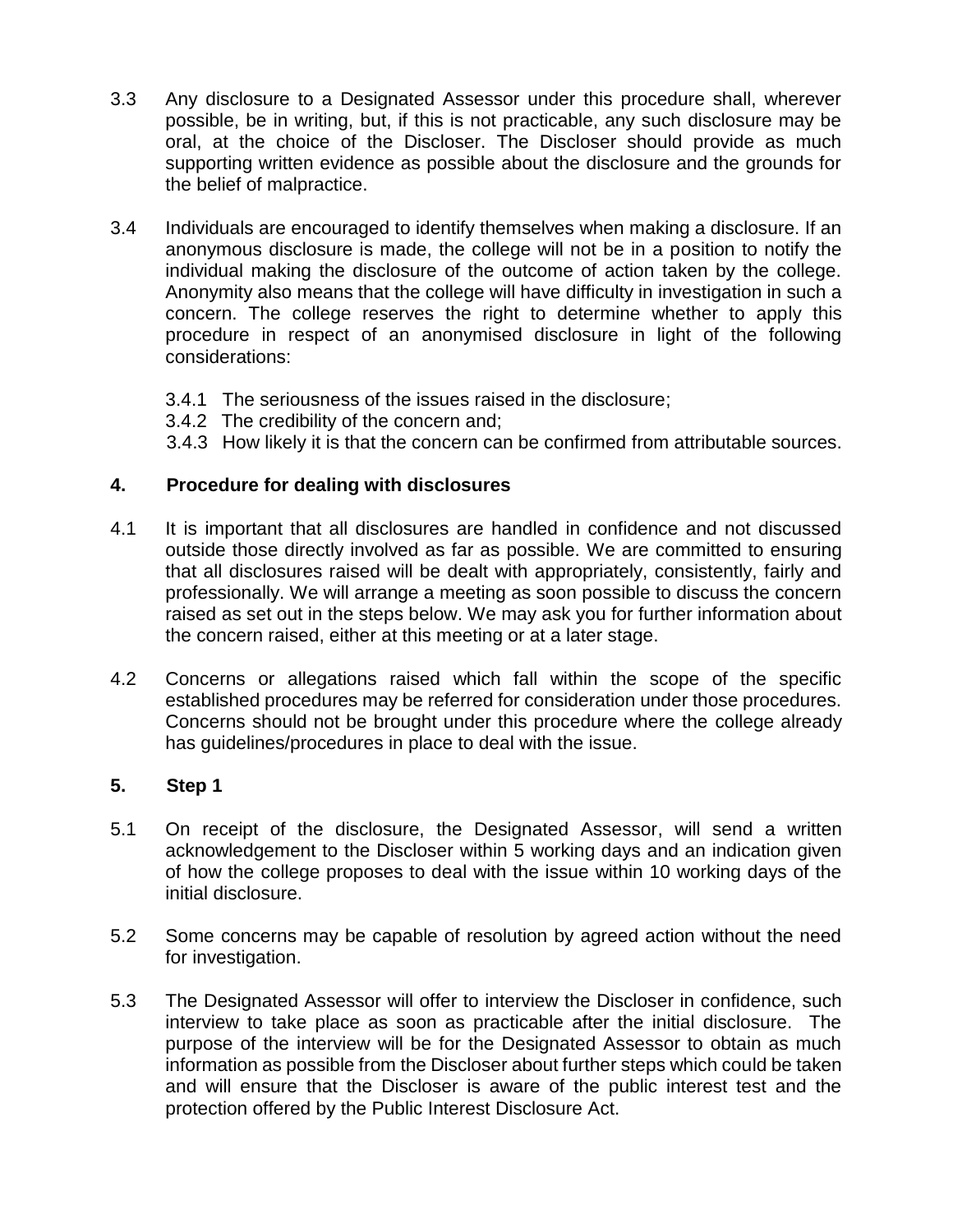3.3 Any disclosure to a Designated Assessor under this procedure shall, wherever possible, be in writing, but, if this is not practicable, any such disclosure may be oral, at the choice of the Discloser. The Discloser should provide as much supporting written evidence as possible about the disclosure and the grounds for the belief of malpractice.

3.4 Individuals are encouraged to identify themselves when making a disclosure. If an anonymous disclosure is made, the college will not be in a position to notify the individual making the disclosure of the outcome of action taken by the college. Anonymity also means that the college will have difficulty in investigation in such a concern. The college reserves the right to determine whether to apply this procedure in respect of an anonymised disclosure in light of the following considerations:

3.4.1 The seriousness of the issues raised in the disclosure;
3.4.2 The credibility of the concern and;
3.4.3 How likely it is that the concern can be confirmed from attributable sources.

## 4. Procedure for dealing with disclosures

4.1 It is important that all disclosures are handled in confidence and not discussed outside those directly involved as far as possible. We are committed to ensuring that all disclosures raised will be dealt with appropriately, consistently, fairly and professionally. We will arrange a meeting as soon possible to discuss the concern raised as set out in the steps below. We may ask you for further information about the concern raised, either at this meeting or at a later stage.

4.2 Concerns or allegations raised which fall within the scope of the specific established procedures may be referred for consideration under those procedures. Concerns should not be brought under this procedure where the college already has guidelines/procedures in place to deal with the issue.

## 5. Step 1

5.1 On receipt of the disclosure, the Designated Assessor, will send a written acknowledgement to the Discloser within 5 working days and an indication given of how the college proposes to deal with the issue within 10 working days of the initial disclosure.

5.2 Some concerns may be capable of resolution by agreed action without the need for investigation.

5.3 The Designated Assessor will offer to interview the Discloser in confidence, such interview to take place as soon as practicable after the initial disclosure. The purpose of the interview will be for the Designated Assessor to obtain as much information as possible from the Discloser about further steps which could be taken and will ensure that the Discloser is aware of the public interest test and the protection offered by the Public Interest Disclosure Act.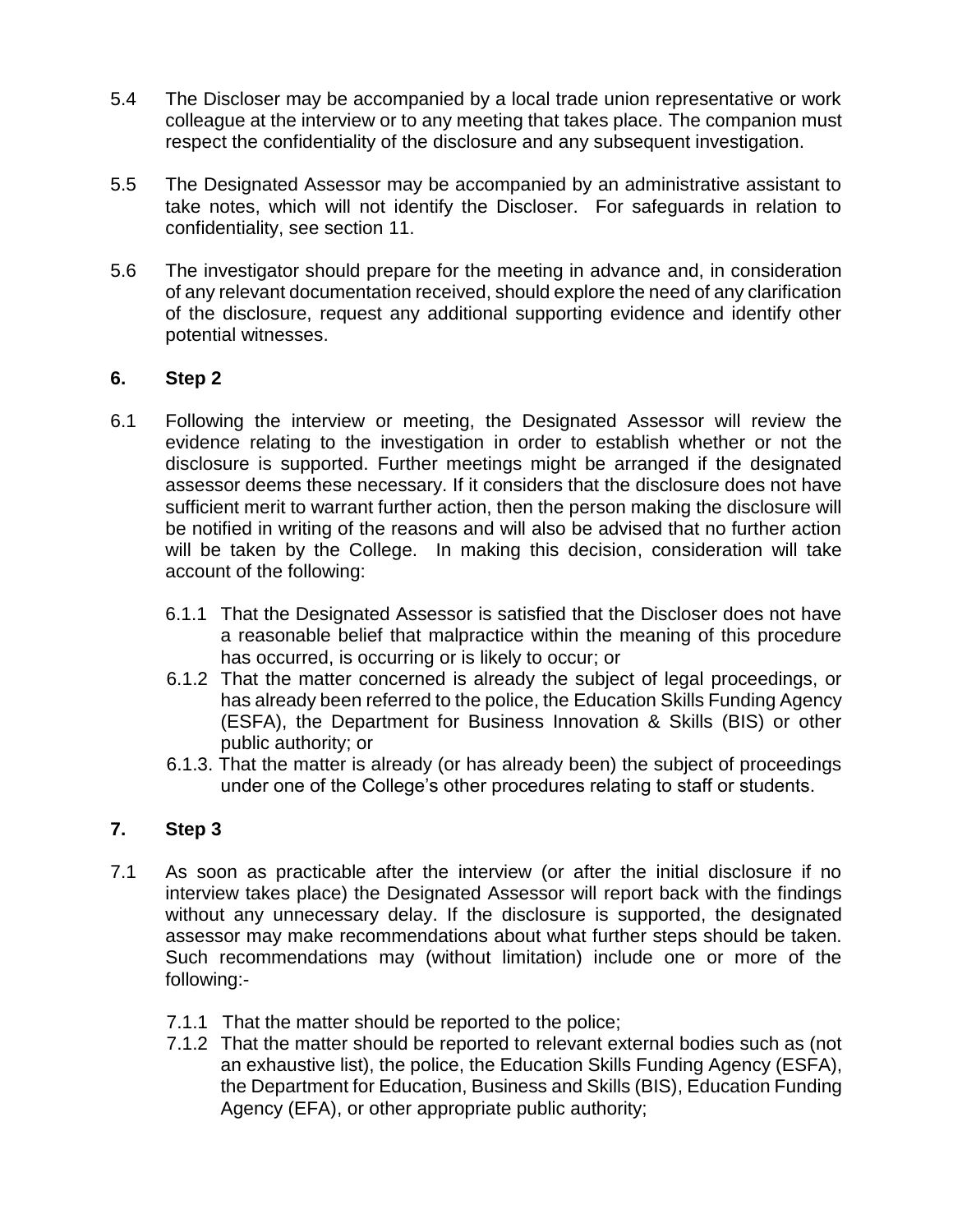5.4 The Discloser may be accompanied by a local trade union representative or work colleague at the interview or to any meeting that takes place. The companion must respect the confidentiality of the disclosure and any subsequent investigation.

5.5 The Designated Assessor may be accompanied by an administrative assistant to take notes, which will not identify the Discloser. For safeguards in relation to confidentiality, see section 11.

5.6 The investigator should prepare for the meeting in advance and, in consideration of any relevant documentation received, should explore the need of any clarification of the disclosure, request any additional supporting evidence and identify other potential witnesses.

## 6. Step 2

6.1 Following the interview or meeting, the Designated Assessor will review the evidence relating to the investigation in order to establish whether or not the disclosure is supported. Further meetings might be arranged if the designated assessor deems these necessary. If it considers that the disclosure does not have sufficient merit to warrant further action, then the person making the disclosure will be notified in writing of the reasons and will also be advised that no further action will be taken by the College. In making this decision, consideration will take account of the following:

6.1.1 That the Designated Assessor is satisfied that the Discloser does not have a reasonable belief that malpractice within the meaning of this procedure has occurred, is occurring or is likely to occur; or

6.1.2 That the matter concerned is already the subject of legal proceedings, or has already been referred to the police, the Education Skills Funding Agency (ESFA), the Department for Business Innovation & Skills (BIS) or other public authority; or

6.1.3. That the matter is already (or has already been) the subject of proceedings under one of the College's other procedures relating to staff or students.

## 7. Step 3

7.1 As soon as practicable after the interview (or after the initial disclosure if no interview takes place) the Designated Assessor will report back with the findings without any unnecessary delay. If the disclosure is supported, the designated assessor may make recommendations about what further steps should be taken. Such recommendations may (without limitation) include one or more of the following:-

7.1.1 That the matter should be reported to the police;

7.1.2 That the matter should be reported to relevant external bodies such as (not an exhaustive list), the police, the Education Skills Funding Agency (ESFA), the Department for Education, Business and Skills (BIS), Education Funding Agency (EFA), or other appropriate public authority;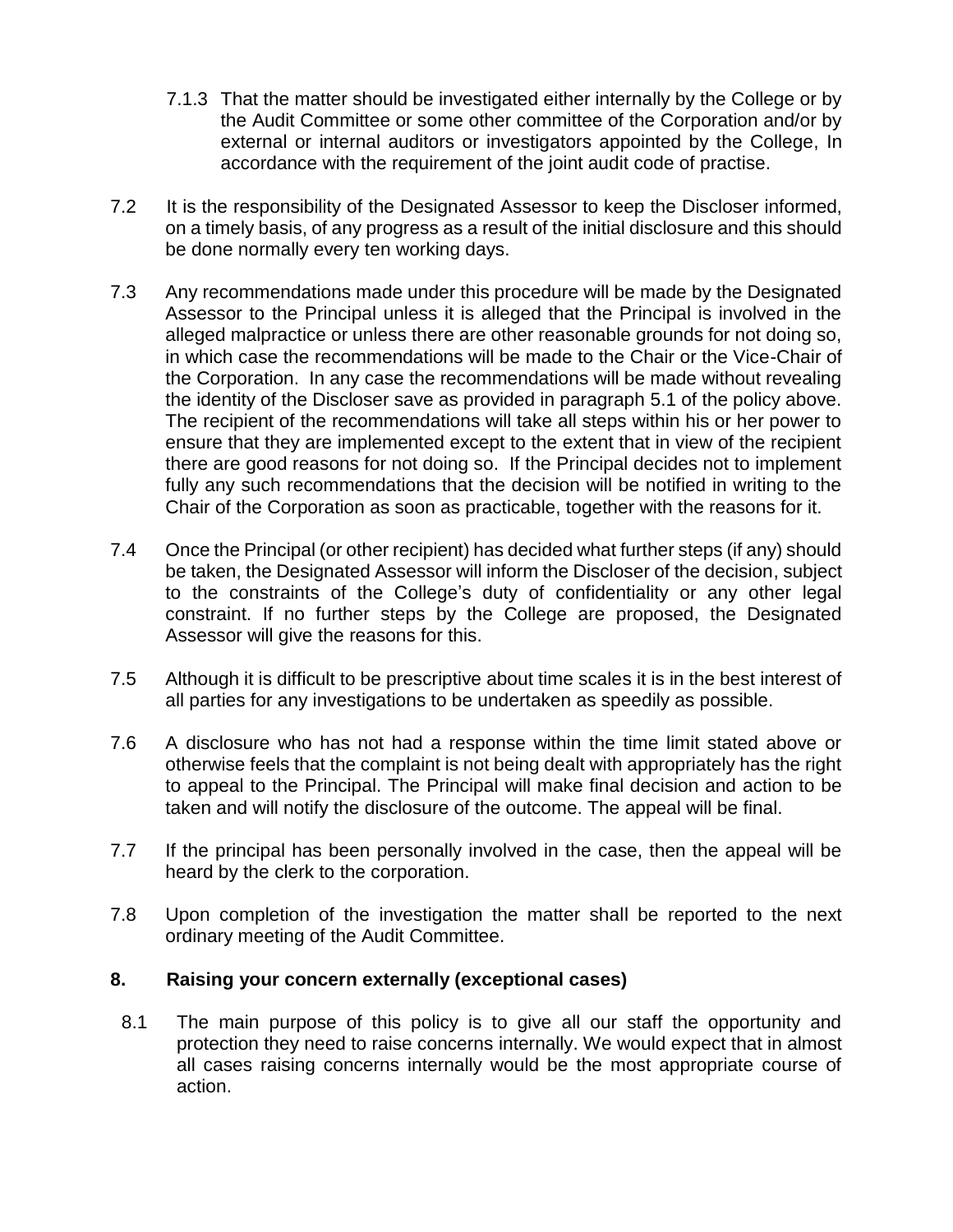7.1.3 That the matter should be investigated either internally by the College or by the Audit Committee or some other committee of the Corporation and/or by external or internal auditors or investigators appointed by the College, In accordance with the requirement of the joint audit code of practise.

7.2 It is the responsibility of the Designated Assessor to keep the Discloser informed, on a timely basis, of any progress as a result of the initial disclosure and this should be done normally every ten working days.

7.3 Any recommendations made under this procedure will be made by the Designated Assessor to the Principal unless it is alleged that the Principal is involved in the alleged malpractice or unless there are other reasonable grounds for not doing so, in which case the recommendations will be made to the Chair or the Vice-Chair of the Corporation. In any case the recommendations will be made without revealing the identity of the Discloser save as provided in paragraph 5.1 of the policy above. The recipient of the recommendations will take all steps within his or her power to ensure that they are implemented except to the extent that in view of the recipient there are good reasons for not doing so. If the Principal decides not to implement fully any such recommendations that the decision will be notified in writing to the Chair of the Corporation as soon as practicable, together with the reasons for it.

7.4 Once the Principal (or other recipient) has decided what further steps (if any) should be taken, the Designated Assessor will inform the Discloser of the decision, subject to the constraints of the College's duty of confidentiality or any other legal constraint. If no further steps by the College are proposed, the Designated Assessor will give the reasons for this.

7.5 Although it is difficult to be prescriptive about time scales it is in the best interest of all parties for any investigations to be undertaken as speedily as possible.

7.6 A disclosure who has not had a response within the time limit stated above or otherwise feels that the complaint is not being dealt with appropriately has the right to appeal to the Principal. The Principal will make final decision and action to be taken and will notify the disclosure of the outcome. The appeal will be final.

7.7 If the principal has been personally involved in the case, then the appeal will be heard by the clerk to the corporation.

7.8 Upon completion of the investigation the matter shall be reported to the next ordinary meeting of the Audit Committee.

## 8. Raising your concern externally (exceptional cases)

8.1 The main purpose of this policy is to give all our staff the opportunity and protection they need to raise concerns internally. We would expect that in almost all cases raising concerns internally would be the most appropriate course of action.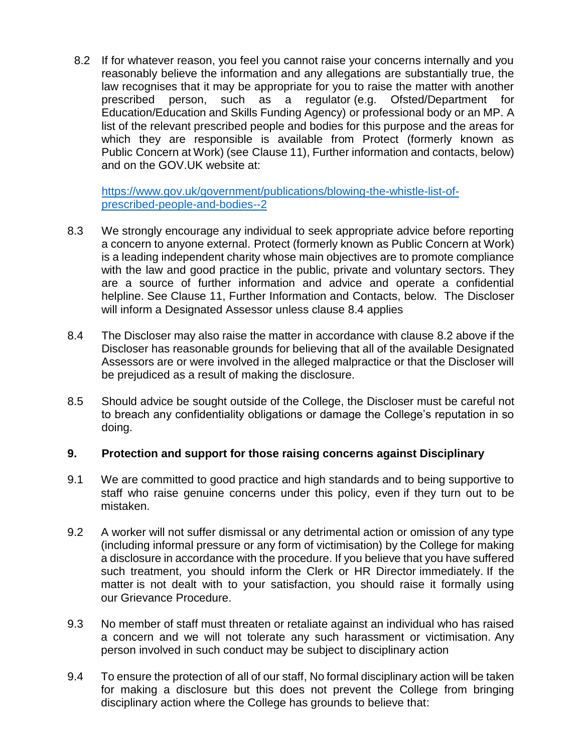8.2 If for whatever reason, you feel you cannot raise your concerns internally and you reasonably believe the information and any allegations are substantially true, the law recognises that it may be appropriate for you to raise the matter with another prescribed person, such as a regulator (e.g. Ofsted/Department for Education/Education and Skills Funding Agency) or professional body or an MP. A list of the relevant prescribed people and bodies for this purpose and the areas for which they are responsible is available from Protect (formerly known as Public Concern at Work) (see Clause 11), Further information and contacts, below) and on the GOV.UK website at:

[https://www.gov.uk/government/publications/blowing-the-whistle-list-of-prescribed-people-and-bodies--2](https://www.gov.uk/government/publications/blowing-the-whistle-list-of-prescribed-people-and-bodies--2)

8.3 We strongly encourage any individual to seek appropriate advice before reporting a concern to anyone external. Protect (formerly known as Public Concern at Work) is a leading independent charity whose main objectives are to promote compliance with the law and good practice in the public, private and voluntary sectors. They are a source of further information and advice and operate a confidential helpline. See Clause 11, Further Information and Contacts, below. The Discloser will inform a Designated Assessor unless clause 8.4 applies

8.4 The Discloser may also raise the matter in accordance with clause 8.2 above if the Discloser has reasonable grounds for believing that all of the available Designated Assessors are or were involved in the alleged malpractice or that the Discloser will be prejudiced as a result of making the disclosure.

8.5 Should advice be sought outside of the College, the Discloser must be careful not to breach any confidentiality obligations or damage the College's reputation in so doing.

## 9. Protection and support for those raising concerns against Disciplinary

9.1 We are committed to good practice and high standards and to being supportive to staff who raise genuine concerns under this policy, even if they turn out to be mistaken.

9.2 A worker will not suffer dismissal or any detrimental action or omission of any type (including informal pressure or any form of victimisation) by the College for making a disclosure in accordance with the procedure. If you believe that you have suffered such treatment, you should inform the Clerk or HR Director immediately. If the matter is not dealt with to your satisfaction, you should raise it formally using our Grievance Procedure.

9.3 No member of staff must threaten or retaliate against an individual who has raised a concern and we will not tolerate any such harassment or victimisation. Any person involved in such conduct may be subject to disciplinary action

9.4 To ensure the protection of all of our staff, No formal disciplinary action will be taken for making a disclosure but this does not prevent the College from bringing disciplinary action where the College has grounds to believe that: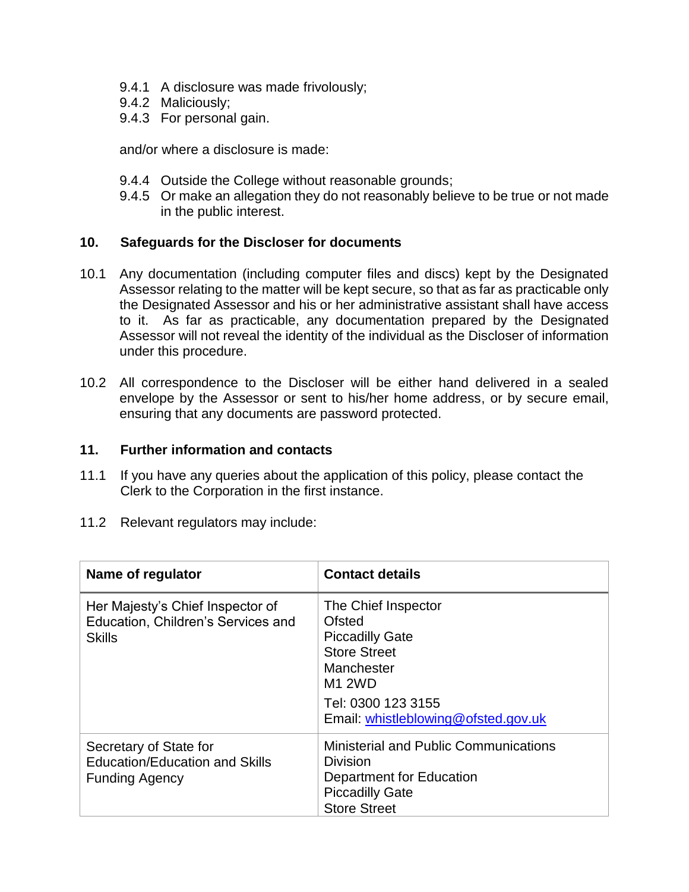9.4.1 A disclosure was made frivolously;
9.4.2 Maliciously;
9.4.3 For personal gain.

and/or where a disclosure is made:

9.4.4 Outside the College without reasonable grounds;
9.4.5 Or make an allegation they do not reasonably believe to be true or not made in the public interest.

## 10. Safeguards for the Discloser for documents

10.1 Any documentation (including computer files and discs) kept by the Designated Assessor relating to the matter will be kept secure, so that as far as practicable only the Designated Assessor and his or her administrative assistant shall have access to it. As far as practicable, any documentation prepared by the Designated Assessor will not reveal the identity of the individual as the Discloser of information under this procedure.

10.2 All correspondence to the Discloser will be either hand delivered in a sealed envelope by the Assessor or sent to his/her home address, or by secure email, ensuring that any documents are password protected.

## 11. Further information and contacts

11.1 If you have any queries about the application of this policy, please contact the Clerk to the Corporation in the first instance.

11.2 Relevant regulators may include:

| Name of regulator | Contact details |
|---|---|
| Her Majesty's Chief Inspector of Education, Children's Services and Skills | The Chief Inspector<br>Ofsted<br>Piccadilly Gate<br>Store Street<br>Manchester<br>M1 2WD<br>Tel: 0300 123 3155<br>Email: whistleblowing@ofsted.gov.uk |
| Secretary of State for Education/Education and Skills Funding Agency | Ministerial and Public Communications Division<br>Department for Education<br>Piccadilly Gate<br>Store Street |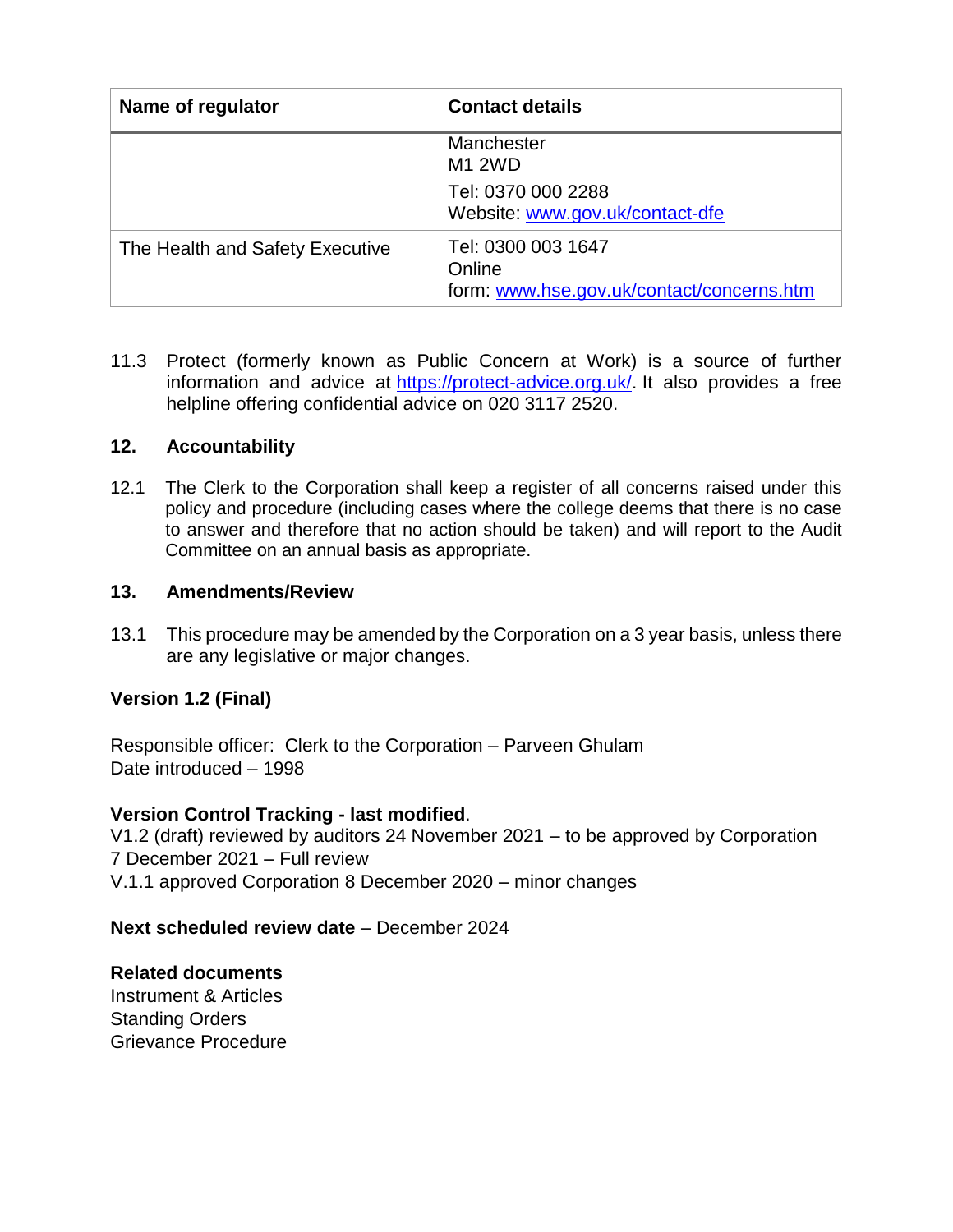| Name of regulator | Contact details |
|---|---|
| | Manchester<br>M1 2WD<br>Tel: 0370 000 2288<br>Website: www.gov.uk/contact-dfe |
| The Health and Safety Executive | Tel: 0300 003 1647<br>Online form: www.hse.gov.uk/contact/concerns.htm |

11.3 Protect (formerly known as Public Concern at Work) is a source of further information and advice at https://protect-advice.org.uk/. It also provides a free helpline offering confidential advice on 020 3117 2520.

## 12. Accountability

12.1 The Clerk to the Corporation shall keep a register of all concerns raised under this policy and procedure (including cases where the college deems that there is no case to answer and therefore that no action should be taken) and will report to the Audit Committee on an annual basis as appropriate.

## 13. Amendments/Review

13.1 This procedure may be amended by the Corporation on a 3 year basis, unless there are any legislative or major changes.

**Version 1.2 (Final)**

Responsible officer: Clerk to the Corporation – Parveen Ghulam
Date introduced – 1998

**Version Control Tracking - last modified**.
V1.2 (draft) reviewed by auditors 24 November 2021 – to be approved by Corporation 7 December 2021 – Full review
V.1.1 approved Corporation 8 December 2020 – minor changes

**Next scheduled review date** – December 2024

**Related documents**
Instrument & Articles
Standing Orders
Grievance Procedure